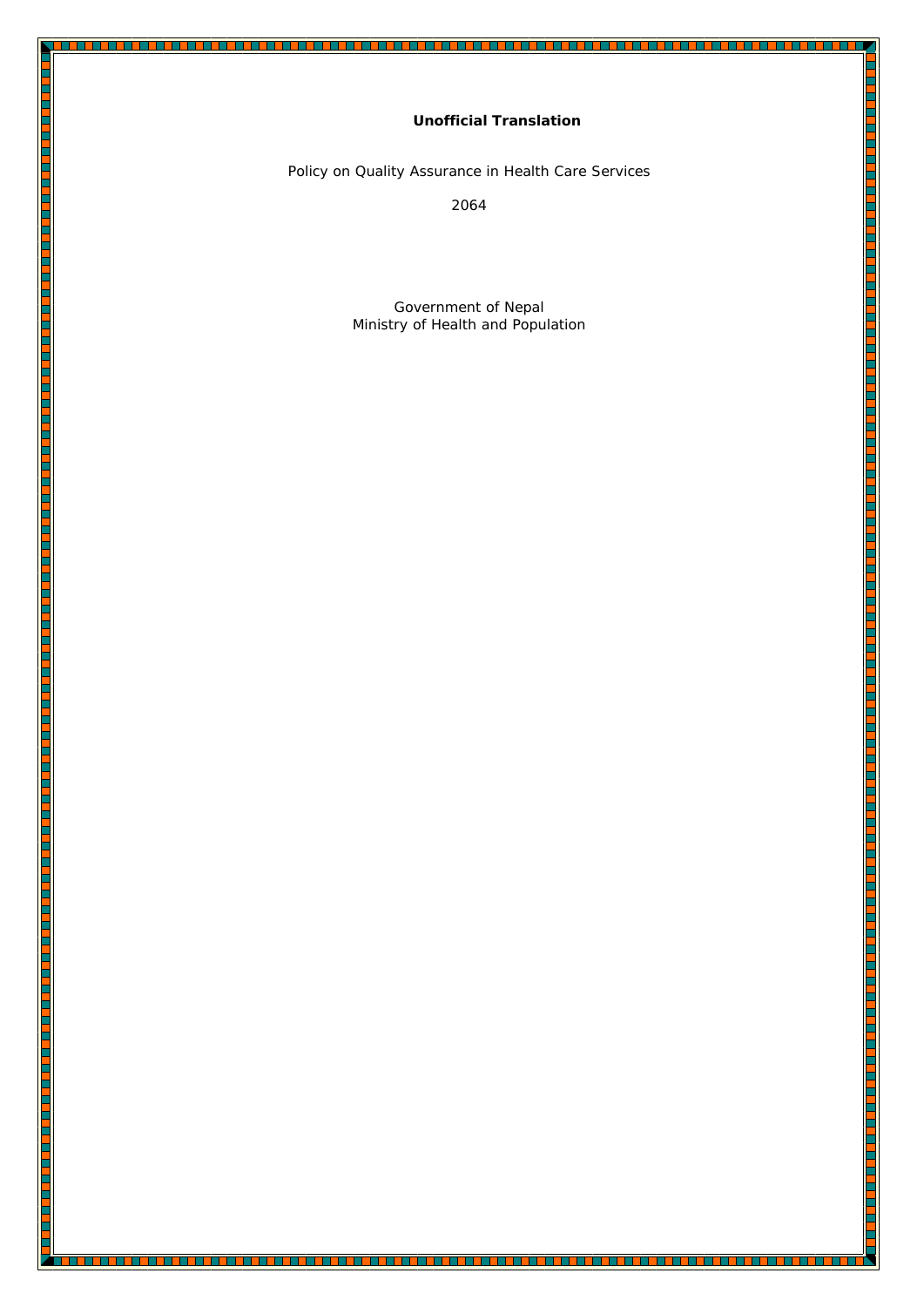**Unofficial Translation**

# Policy on Quality Assurance in Health Care Services

2064

Government of Nepal
Ministry of Health and Population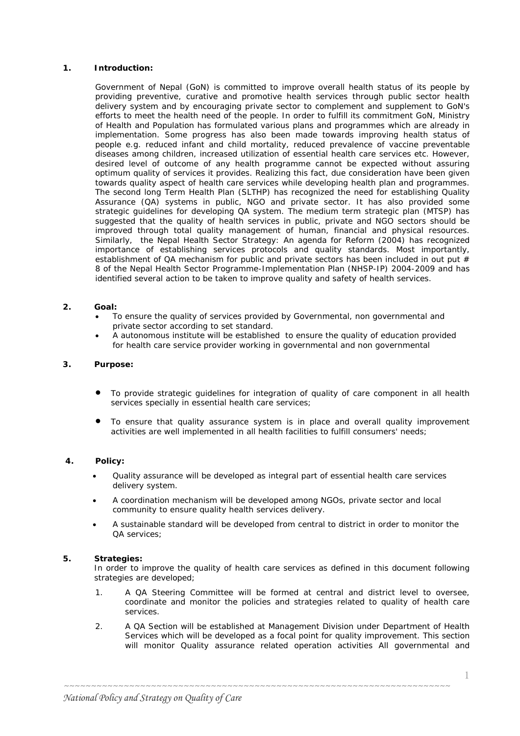## 1. Introduction:

Government of Nepal (GoN) is committed to improve overall health status of its people by providing preventive, curative and promotive health services through public sector health delivery system and by encouraging private sector to complement and supplement to GoN's efforts to meet the health need of the people. In order to fulfill its commitment GoN, Ministry of Health and Population has formulated various plans and programmes which are already in implementation. Some progress has also been made towards improving health status of people e.g. reduced infant and child mortality, reduced prevalence of vaccine preventable diseases among children, increased utilization of essential health care services etc. However, desired level of outcome of any health programme cannot be expected without assuring optimum quality of services it provides. Realizing this fact, due consideration have been given towards quality aspect of health care services while developing health plan and programmes. The second long Term Health Plan (SLTHP) has recognized the need for establishing Quality Assurance (QA) systems in public, NGO and private sector. It has also provided some strategic guidelines for developing QA system. The medium term strategic plan (MTSP) has suggested that the quality of health services in public, private and NGO sectors should be improved through total quality management of human, financial and physical resources. Similarly, the Nepal Health Sector Strategy: An agenda for Reform (2004) has recognized importance of establishing services protocols and quality standards. Most importantly, establishment of QA mechanism for public and private sectors has been included in out put # 8 of the Nepal Health Sector Programme-Implementation Plan (NHSP-IP) 2004-2009 and has identified several action to be taken to improve quality and safety of health services.

## 2. Goal:

- To ensure the quality of services provided by Governmental, non governmental and private sector according to set standard.
- A autonomous institute will be established to ensure the quality of education provided for health care service provider working in governmental and non governmental

## 3. Purpose:

- To provide strategic guidelines for integration of quality of care component in all health services specially in essential health care services;
- To ensure that quality assurance system is in place and overall quality improvement activities are well implemented in all health facilities to fulfill consumers' needs;

## 4. Policy:

- Quality assurance will be developed as integral part of essential health care services delivery system.
- A coordination mechanism will be developed among NGOs, private sector and local community to ensure quality health services delivery.
- A sustainable standard will be developed from central to district in order to monitor the QA services;

## 5. Strategies:

In order to improve the quality of health care services as defined in this document following strategies are developed;

1. A QA Steering Committee will be formed at central and district level to oversee, coordinate and monitor the policies and strategies related to quality of health care services.
2. A QA Section will be established at Management Division under Department of Health Services which will be developed as a focal point for quality improvement. This section will monitor Quality assurance related operation activities All governmental and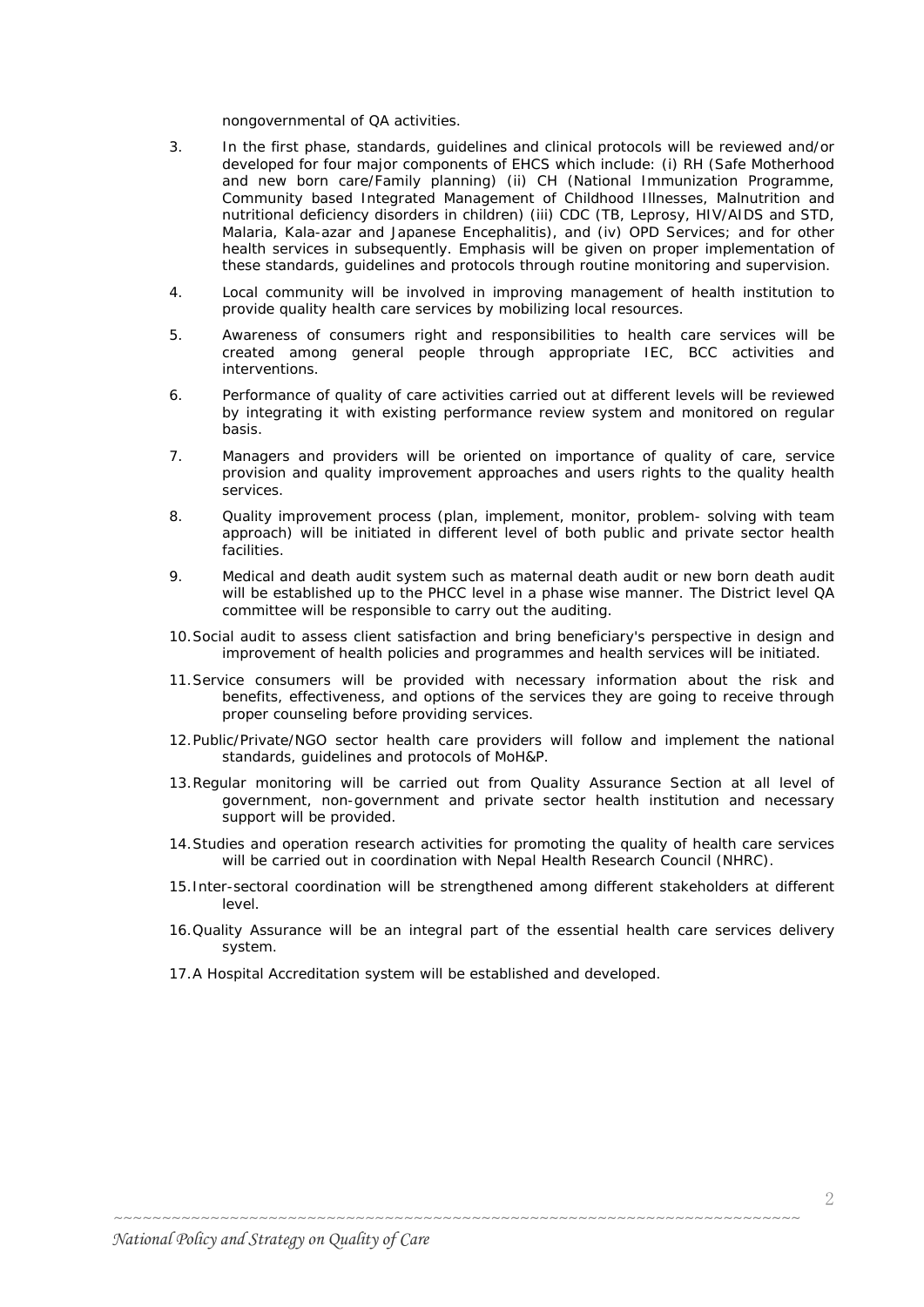nongovernmental of QA activities.

3. In the first phase, standards, guidelines and clinical protocols will be reviewed and/or developed for four major components of EHCS which include: (i) RH (Safe Motherhood and new born care/Family planning) (ii) CH (National Immunization Programme, Community based Integrated Management of Childhood Illnesses, Malnutrition and nutritional deficiency disorders in children) (iii) CDC (TB, Leprosy, HIV/AIDS and STD, Malaria, Kala-azar and Japanese Encephalitis), and (iv) OPD Services; and for other health services in subsequently. Emphasis will be given on proper implementation of these standards, guidelines and protocols through routine monitoring and supervision.

4. Local community will be involved in improving management of health institution to provide quality health care services by mobilizing local resources.

5. Awareness of consumers right and responsibilities to health care services will be created among general people through appropriate IEC, BCC activities and interventions.

6. Performance of quality of care activities carried out at different levels will be reviewed by integrating it with existing performance review system and monitored on regular basis.

7. Managers and providers will be oriented on importance of quality of care, service provision and quality improvement approaches and users rights to the quality health services.

8. Quality improvement process (plan, implement, monitor, problem- solving with team approach) will be initiated in different level of both public and private sector health facilities.

9. Medical and death audit system such as maternal death audit or new born death audit will be established up to the PHCC level in a phase wise manner. The District level QA committee will be responsible to carry out the auditing.

10. Social audit to assess client satisfaction and bring beneficiary's perspective in design and improvement of health policies and programmes and health services will be initiated.

11. Service consumers will be provided with necessary information about the risk and benefits, effectiveness, and options of the services they are going to receive through proper counseling before providing services.

12. Public/Private/NGO sector health care providers will follow and implement the national standards, guidelines and protocols of MoH&P.

13. Regular monitoring will be carried out from Quality Assurance Section at all level of government, non-government and private sector health institution and necessary support will be provided.

14. Studies and operation research activities for promoting the quality of health care services will be carried out in coordination with Nepal Health Research Council (NHRC).

15. Inter-sectoral coordination will be strengthened among different stakeholders at different level.

16. Quality Assurance will be an integral part of the essential health care services delivery system.

17. A Hospital Accreditation system will be established and developed.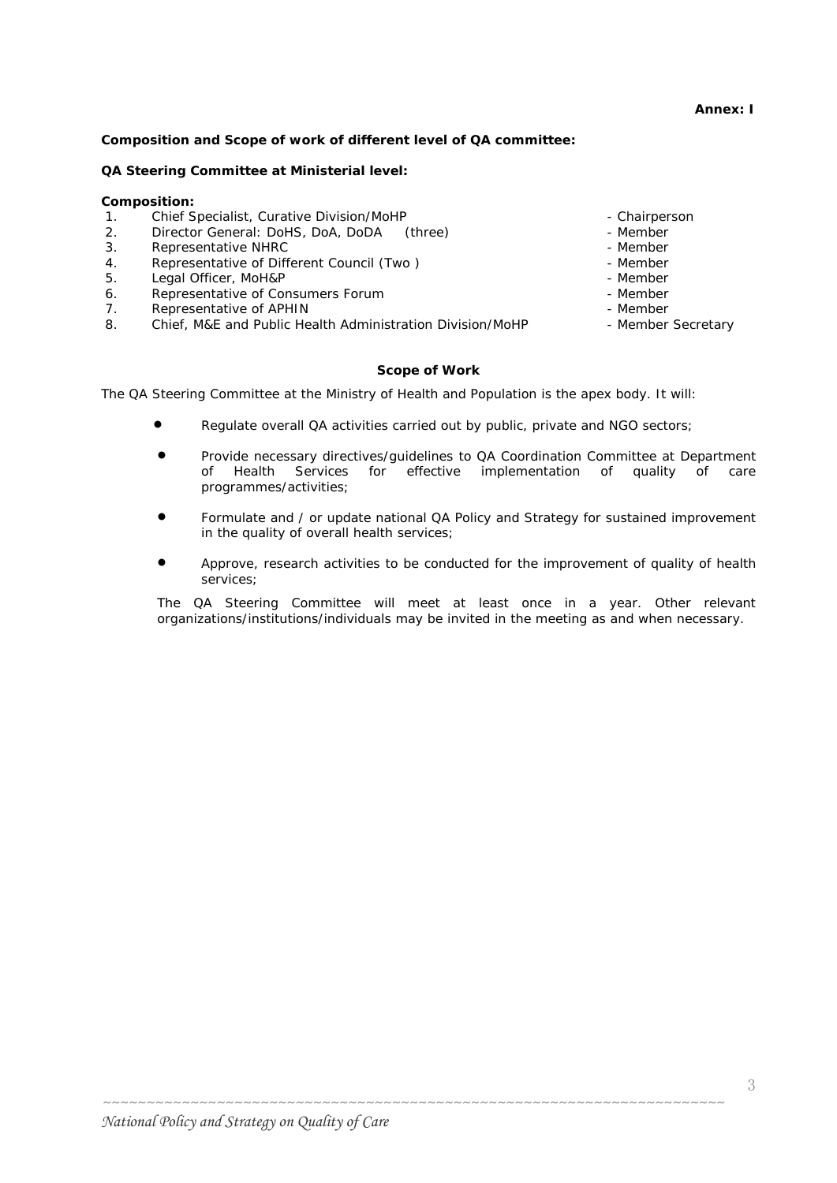**Annex: I**

**Composition and Scope of work of different level of QA committee:**

**QA Steering Committee at Ministerial level:**

**Composition:**

| | | |
|---|---|---|
| 1. | Chief Specialist, Curative Division/MoHP | - Chairperson |
| 2. | Director General: DoHS, DoA, DoDA (three) | - Member |
| 3. | Representative NHRC | - Member |
| 4. | Representative of Different Council (Two ) | - Member |
| 5. | Legal Officer, MoH&P | - Member |
| 6. | Representative of Consumers Forum | - Member |
| 7. | Representative of APHIN | - Member |
| 8. | Chief, M&E and Public Health Administration Division/MoHP | - Member Secretary |

**Scope of Work**

The QA Steering Committee at the Ministry of Health and Population is the apex body. It will:

- Regulate overall QA activities carried out by public, private and NGO sectors;
- Provide necessary directives/guidelines to QA Coordination Committee at Department of Health Services for effective implementation of quality of care programmes/activities;
- Formulate and / or update national QA Policy and Strategy for sustained improvement in the quality of overall health services;
- Approve, research activities to be conducted for the improvement of quality of health services;

The QA Steering Committee will meet at least once in a year. Other relevant organizations/institutions/individuals may be invited in the meeting as and when necessary.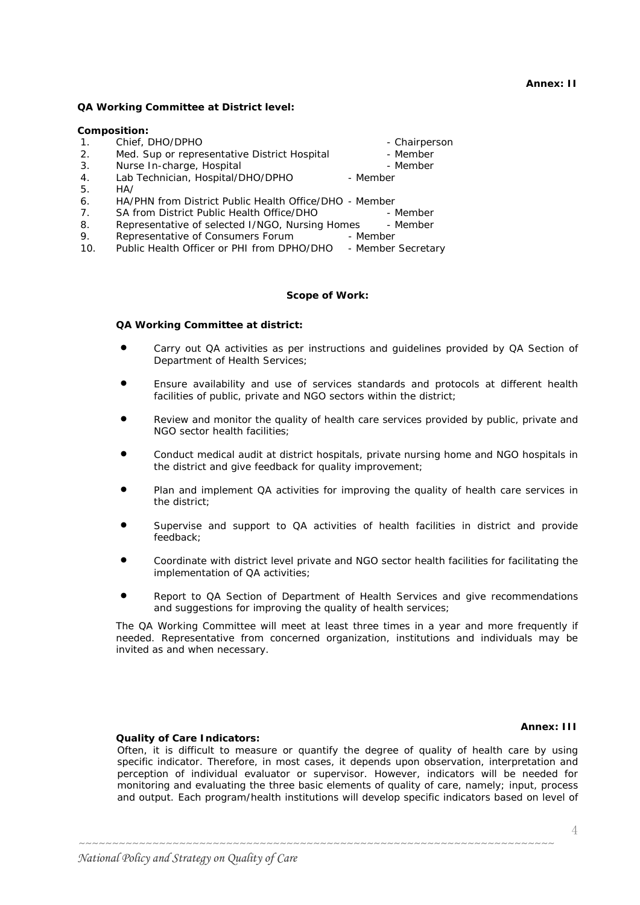**Annex: II**

**QA Working Committee at District level:**

**Composition:**

1. Chief, DHO/DPHO - Chairperson
2. Med. Sup or representative District Hospital - Member
3. Nurse In-charge, Hospital - Member
4. Lab Technician, Hospital/DHO/DPHO - Member
5. HA/
6. HA/PHN from District Public Health Office/DHO - Member
7. SA from District Public Health Office/DHO - Member
8. Representative of selected I/NGO, Nursing Homes - Member
9. Representative of Consumers Forum - Member
10. Public Health Officer or PHI from DPHO/DHO - Member Secretary

**Scope of Work:**

**QA Working Committee at district:**

- Carry out QA activities as per instructions and guidelines provided by QA Section of Department of Health Services;
- Ensure availability and use of services standards and protocols at different health facilities of public, private and NGO sectors within the district;
- Review and monitor the quality of health care services provided by public, private and NGO sector health facilities;
- Conduct medical audit at district hospitals, private nursing home and NGO hospitals in the district and give feedback for quality improvement;
- Plan and implement QA activities for improving the quality of health care services in the district;
- Supervise and support to QA activities of health facilities in district and provide feedback;
- Coordinate with district level private and NGO sector health facilities for facilitating the implementation of QA activities;
- Report to QA Section of Department of Health Services and give recommendations and suggestions for improving the quality of health services;

The QA Working Committee will meet at least three times in a year and more frequently if needed. Representative from concerned organization, institutions and individuals may be invited as and when necessary.

**Annex: III**

**Quality of Care Indicators:**

Often, it is difficult to measure or quantify the degree of quality of health care by using specific indicator. Therefore, in most cases, it depends upon observation, interpretation and perception of individual evaluator or supervisor. However, indicators will be needed for monitoring and evaluating the three basic elements of quality of care, namely; input, process and output. Each program/health institutions will develop specific indicators based on level of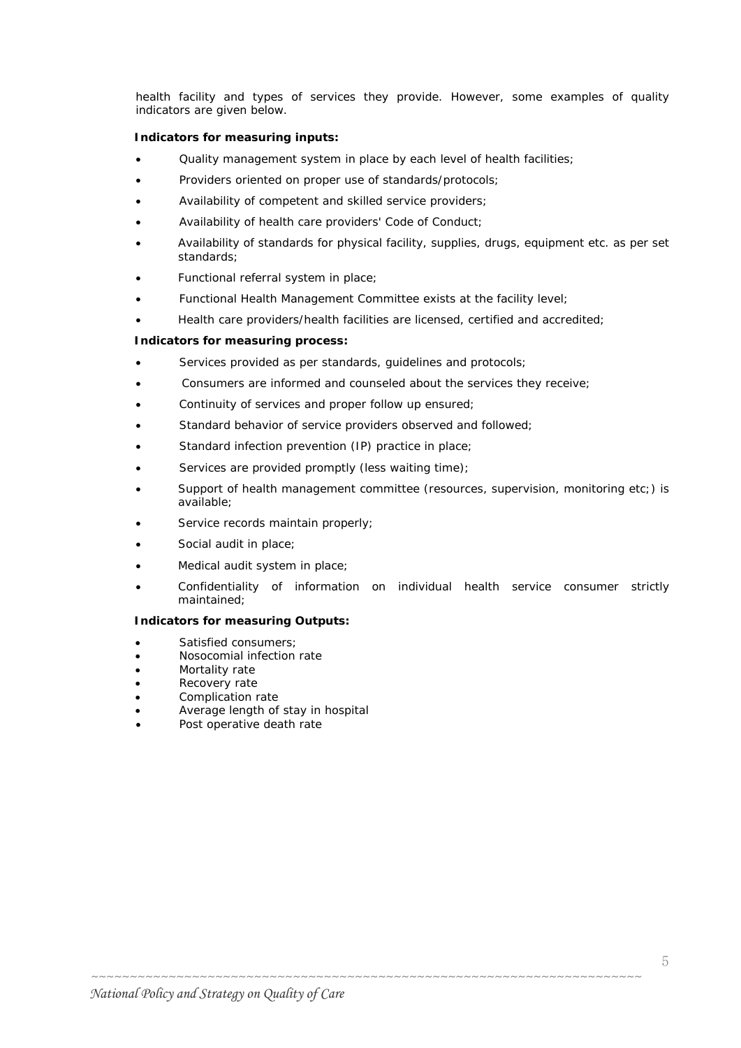health facility and types of services they provide. However, some examples of quality indicators are given below.

**Indicators for measuring inputs:**

- Quality management system in place by each level of health facilities;
- Providers oriented on proper use of standards/protocols;
- Availability of competent and skilled service providers;
- Availability of health care providers' Code of Conduct;
- Availability of standards for physical facility, supplies, drugs, equipment etc. as per set standards;
- Functional referral system in place;
- Functional Health Management Committee exists at the facility level;
- Health care providers/health facilities are licensed, certified and accredited;

**Indicators for measuring process:**

- Services provided as per standards, guidelines and protocols;
- Consumers are informed and counseled about the services they receive;
- Continuity of services and proper follow up ensured;
- Standard behavior of service providers observed and followed;
- Standard infection prevention (IP) practice in place;
- Services are provided promptly (less waiting time);
- Support of health management committee (resources, supervision, monitoring etc;) is available;
- Service records maintain properly;
- Social audit in place;
- Medical audit system in place;
- Confidentiality of information on individual health service consumer strictly maintained;

**Indicators for measuring Outputs:**

- Satisfied consumers;
- Nosocomial infection rate
- Mortality rate
- Recovery rate
- Complication rate
- Average length of stay in hospital
- Post operative death rate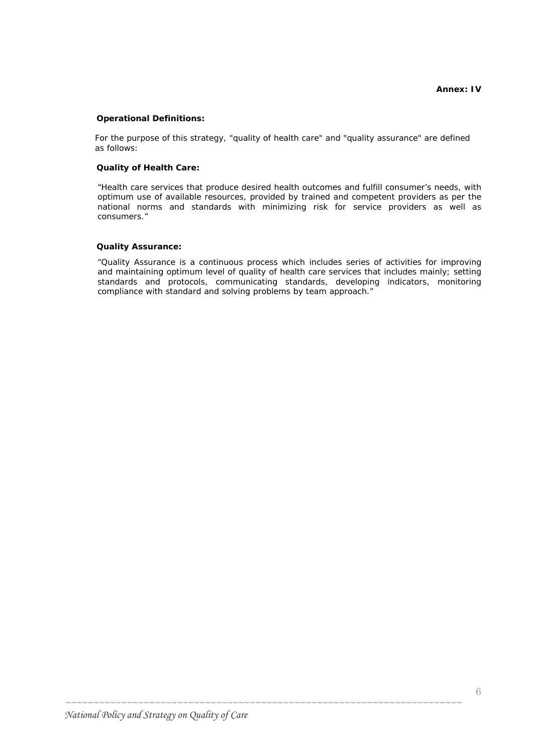**Annex: IV**

**Operational Definitions:**

For the purpose of this strategy, "quality of health care" and "quality assurance" are defined as follows:

**Quality of Health Care:**

"Health care services that produce desired health outcomes and fulfill consumer's needs, with optimum use of available resources, provided by trained and competent providers as per the national norms and standards with minimizing risk for service providers as well as consumers."

**Quality Assurance:**

"Quality Assurance is a continuous process which includes series of activities for improving and maintaining optimum level of quality of health care services that includes mainly; setting standards and protocols, communicating standards, developing indicators, monitoring compliance with standard and solving problems by team approach."